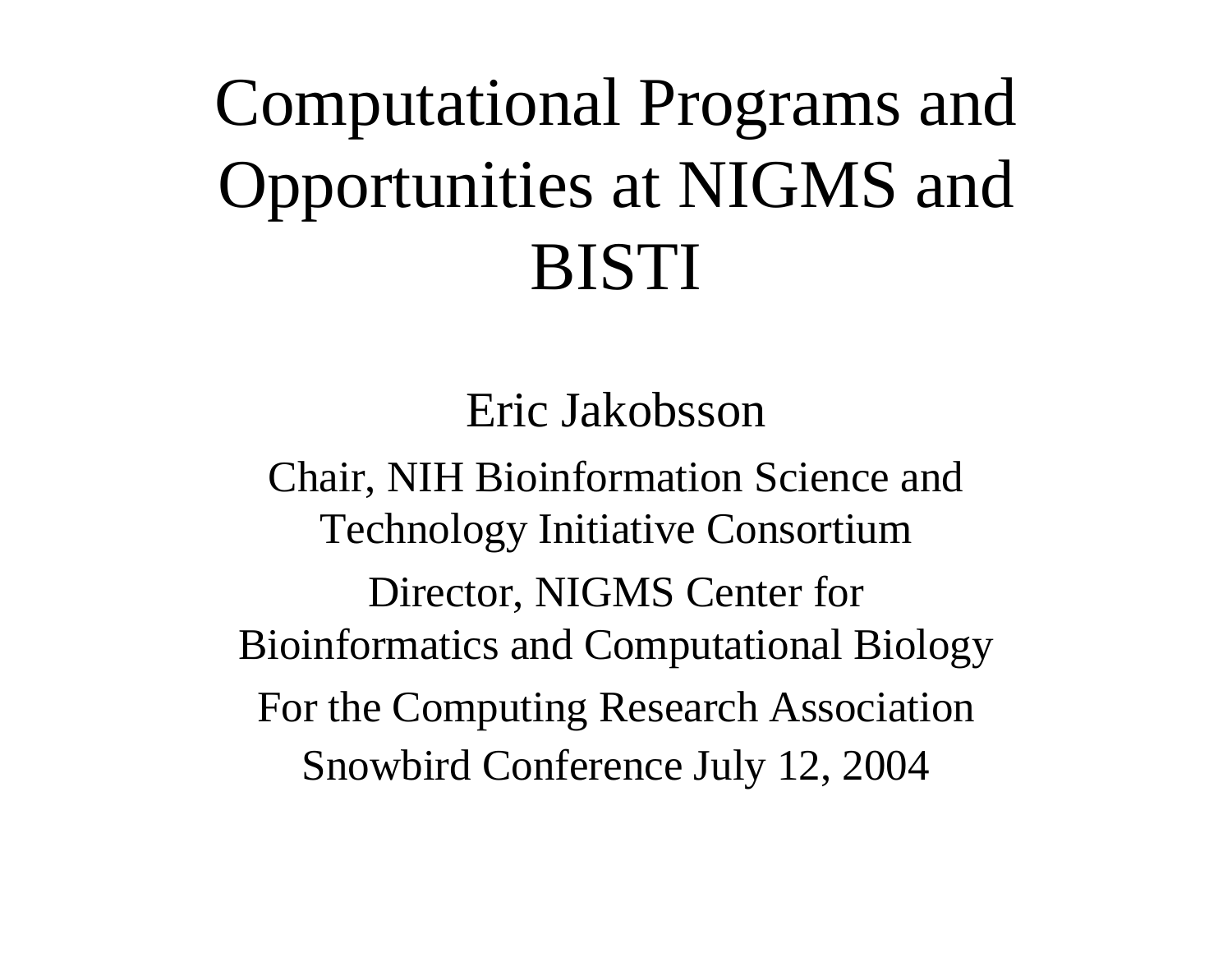# Computational Programs and Opportunities at NIGMS and BISTI

Eric Jakobsson

Chair, NIH Bioinformation Science and Technology Initiative Consortium

Director, NIGMS Center for Bioinformatics and Computational Biology

For the Computing Research Association

Snowbird Conference July 12, 2004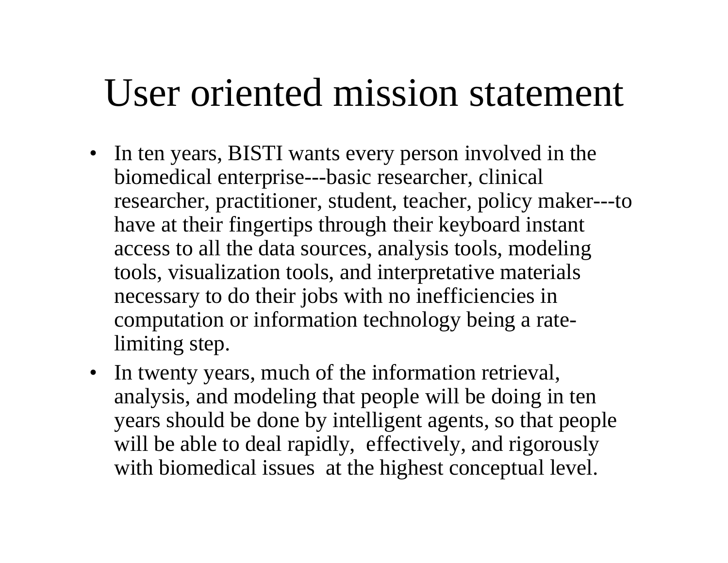# User oriented mission statement

- In ten years, BISTI wants every person involved in the biomedical enterprise---basic researcher, clinical researcher, practitioner, student, teacher, policy maker---to have at their fingertips through their keyboard instant access to all the data sources, analysis tools, modeling tools, visualization tools, and interpretative materials necessary to do their jobs with no inefficiencies in computation or information technology being a rate-limiting step.
- In twenty years, much of the information retrieval, analysis, and modeling that people will be doing in ten years should be done by intelligent agents, so that people will be able to deal rapidly, effectively, and rigorously with biomedical issues at the highest conceptual level.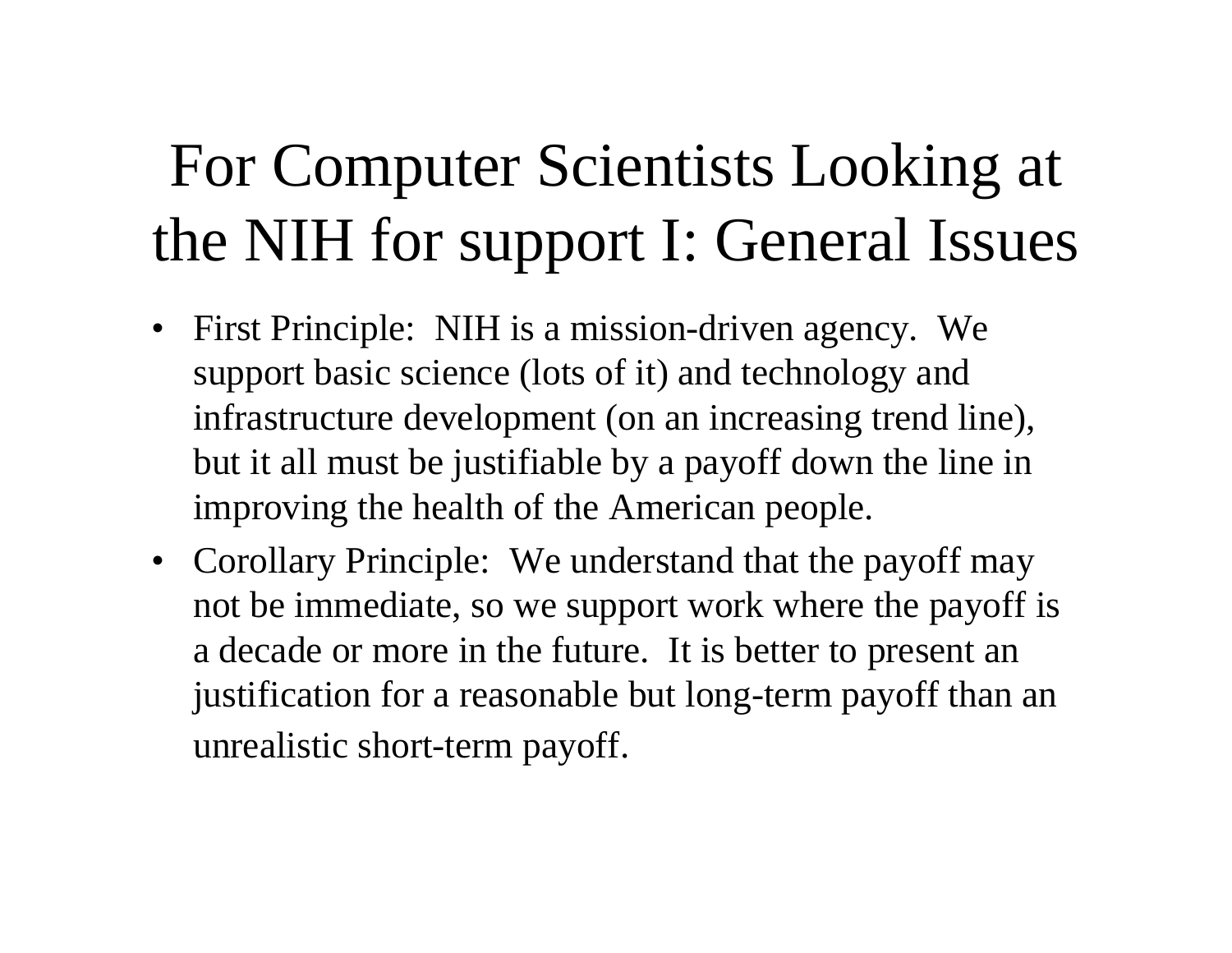# For Computer Scientists Looking at the NIH for support I: General Issues

- First Principle: NIH is a mission-driven agency. We support basic science (lots of it) and technology and infrastructure development (on an increasing trend line), but it all must be justifiable by a payoff down the line in improving the health of the American people.
- Corollary Principle: We understand that the payoff may not be immediate, so we support work where the payoff is a decade or more in the future. It is better to present an justification for a reasonable but long-term payoff than an unrealistic short-term payoff.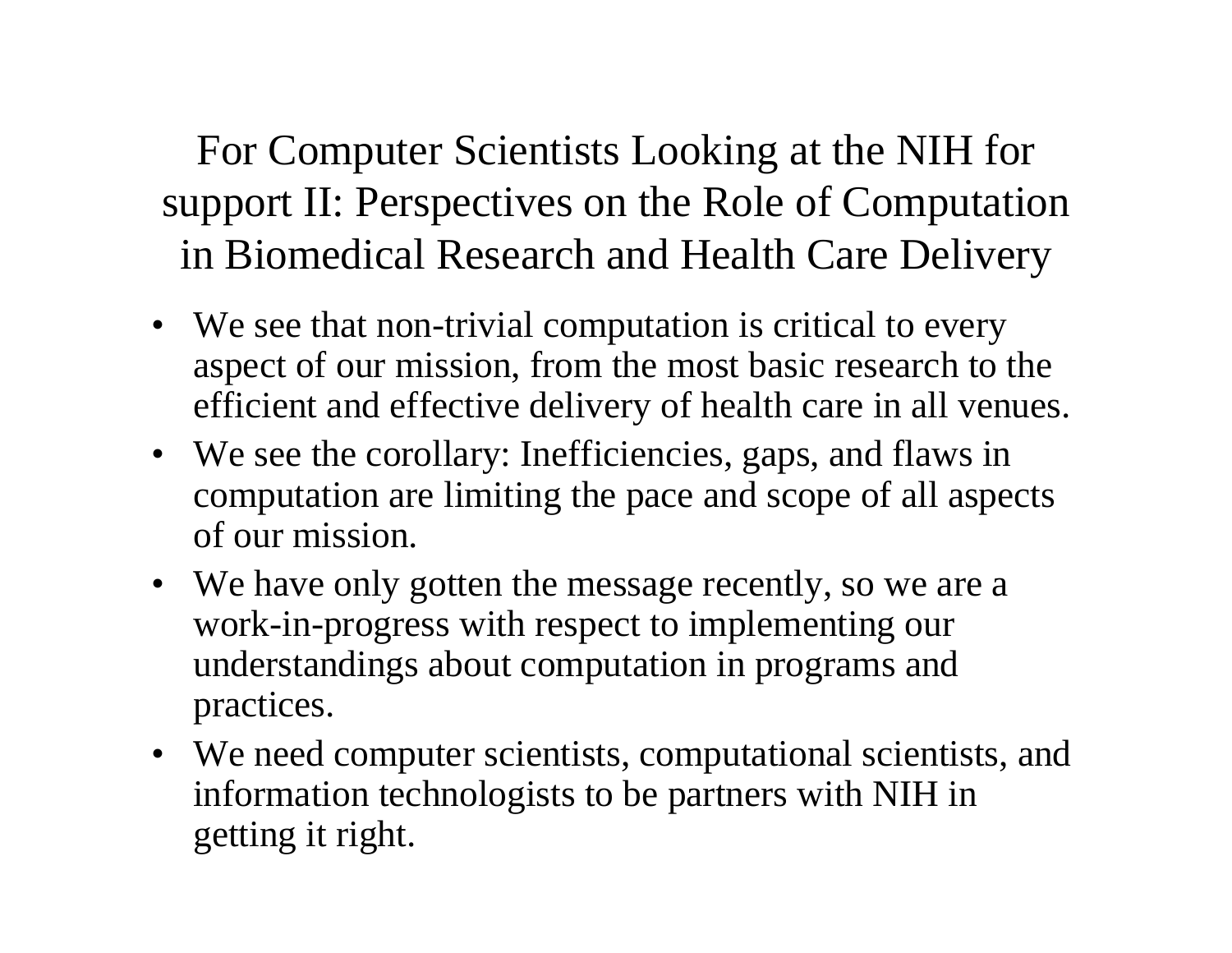# For Computer Scientists Looking at the NIH for support II: Perspectives on the Role of Computation in Biomedical Research and Health Care Delivery

- We see that non-trivial computation is critical to every aspect of our mission, from the most basic research to the efficient and effective delivery of health care in all venues.
- We see the corollary: Inefficiencies, gaps, and flaws in computation are limiting the pace and scope of all aspects of our mission.
- We have only gotten the message recently, so we are a work-in-progress with respect to implementing our understandings about computation in programs and practices.
- We need computer scientists, computational scientists, and information technologists to be partners with NIH in getting it right.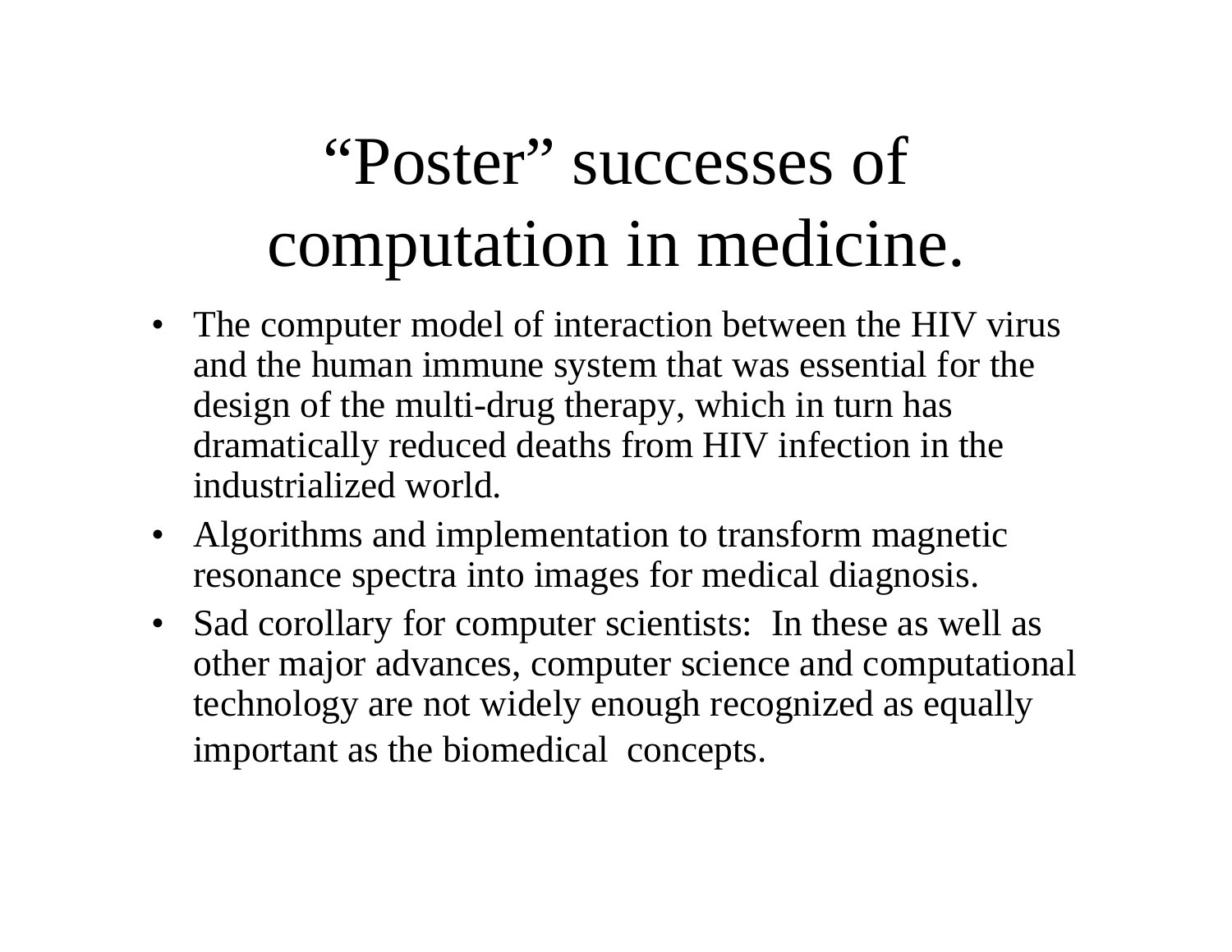# "Poster" successes of computation in medicine.

- The computer model of interaction between the HIV virus and the human immune system that was essential for the design of the multi-drug therapy, which in turn has dramatically reduced deaths from HIV infection in the industrialized world.
- Algorithms and implementation to transform magnetic resonance spectra into images for medical diagnosis.
- Sad corollary for computer scientists: In these as well as other major advances, computer science and computational technology are not widely enough recognized as equally important as the biomedical concepts.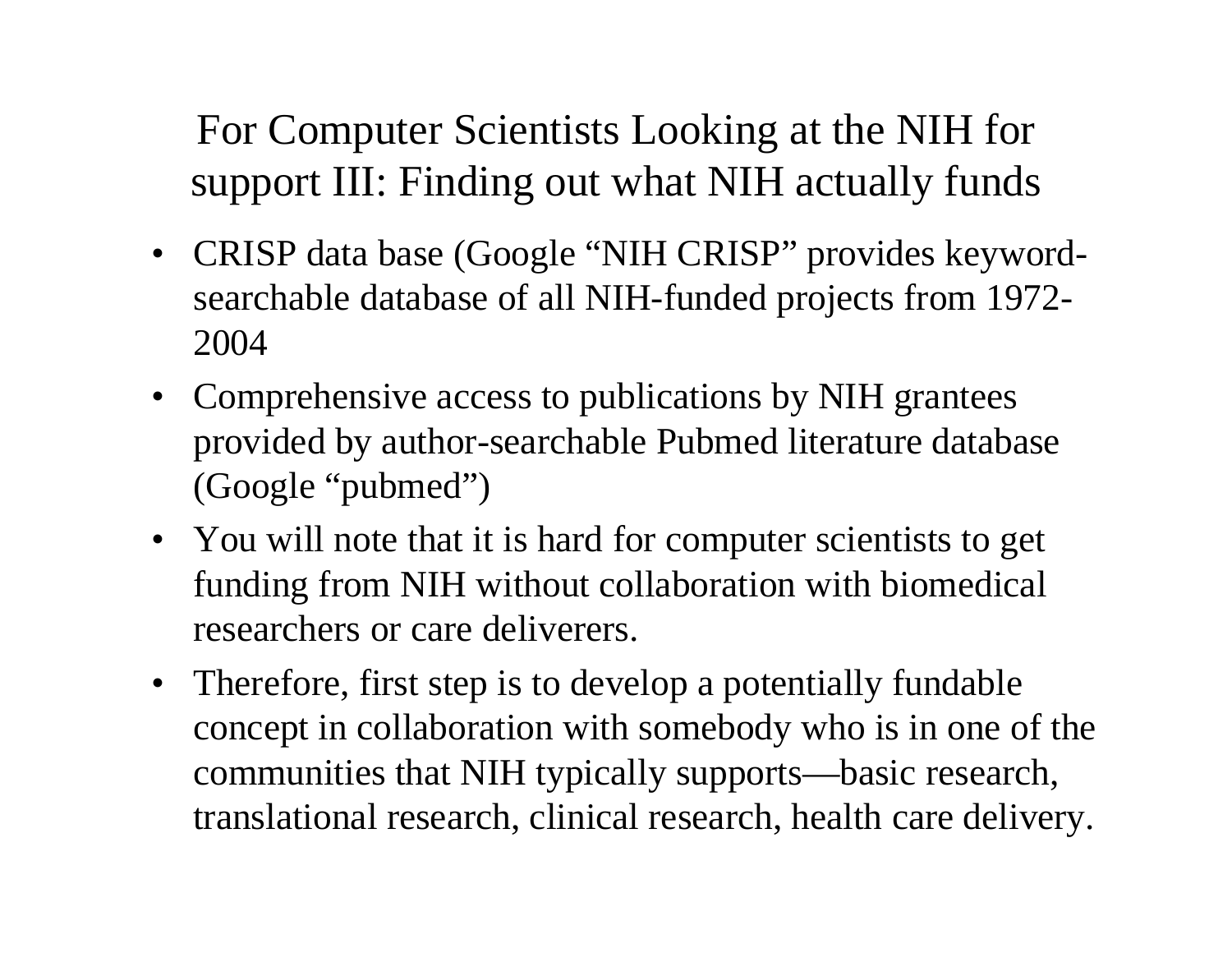# For Computer Scientists Looking at the NIH for support III: Finding out what NIH actually funds

- CRISP data base (Google "NIH CRISP" provides keyword-searchable database of all NIH-funded projects from 1972-2004
- Comprehensive access to publications by NIH grantees provided by author-searchable Pubmed literature database (Google "pubmed")
- You will note that it is hard for computer scientists to get funding from NIH without collaboration with biomedical researchers or care deliverers.
- Therefore, first step is to develop a potentially fundable concept in collaboration with somebody who is in one of the communities that NIH typically supports—basic research, translational research, clinical research, health care delivery.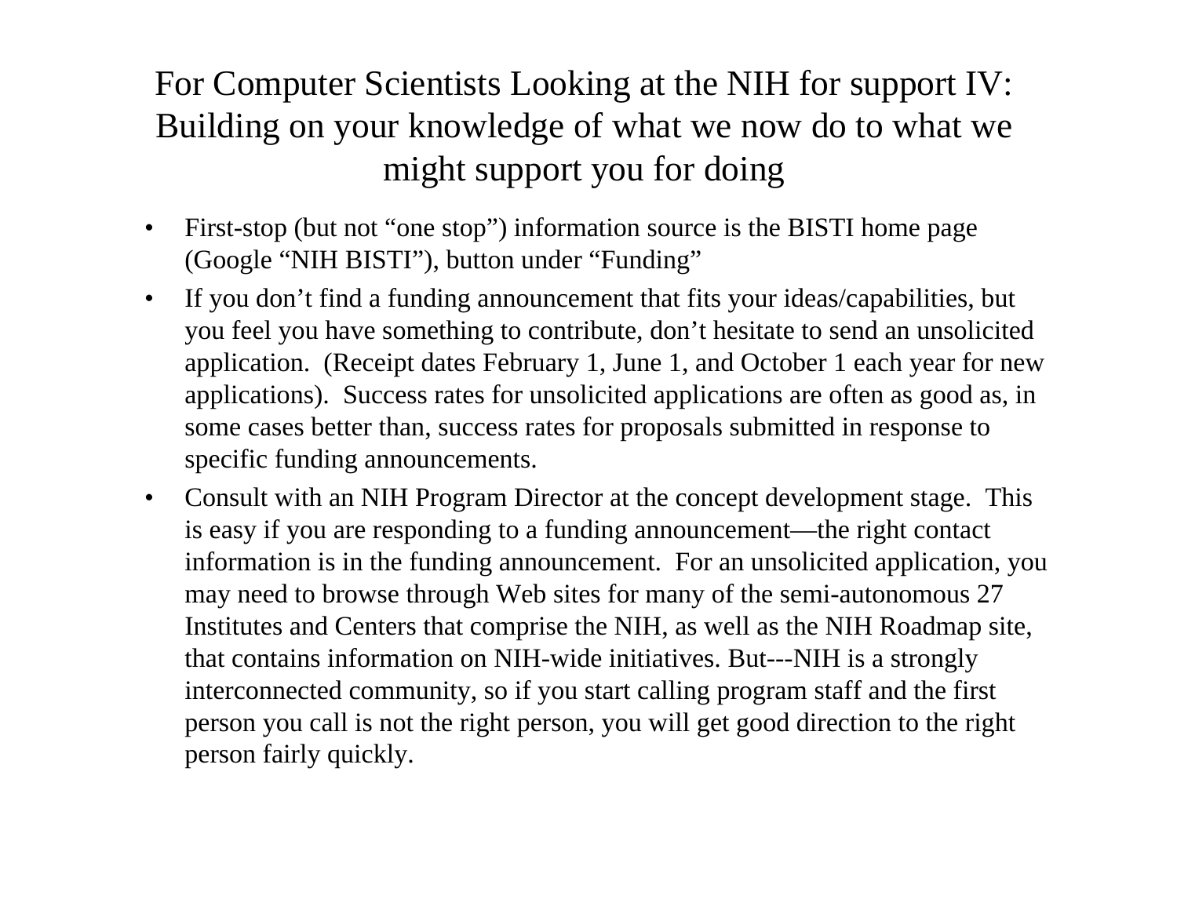# For Computer Scientists Looking at the NIH for support IV: Building on your knowledge of what we now do to what we might support you for doing

- First-stop (but not "one stop") information source is the BISTI home page (Google "NIH BISTI"), button under "Funding"
- If you don't find a funding announcement that fits your ideas/capabilities, but you feel you have something to contribute, don't hesitate to send an unsolicited application. (Receipt dates February 1, June 1, and October 1 each year for new applications). Success rates for unsolicited applications are often as good as, in some cases better than, success rates for proposals submitted in response to specific funding announcements.
- Consult with an NIH Program Director at the concept development stage. This is easy if you are responding to a funding announcement—the right contact information is in the funding announcement. For an unsolicited application, you may need to browse through Web sites for many of the semi-autonomous 27 Institutes and Centers that comprise the NIH, as well as the NIH Roadmap site, that contains information on NIH-wide initiatives. But---NIH is a strongly interconnected community, so if you start calling program staff and the first person you call is not the right person, you will get good direction to the right person fairly quickly.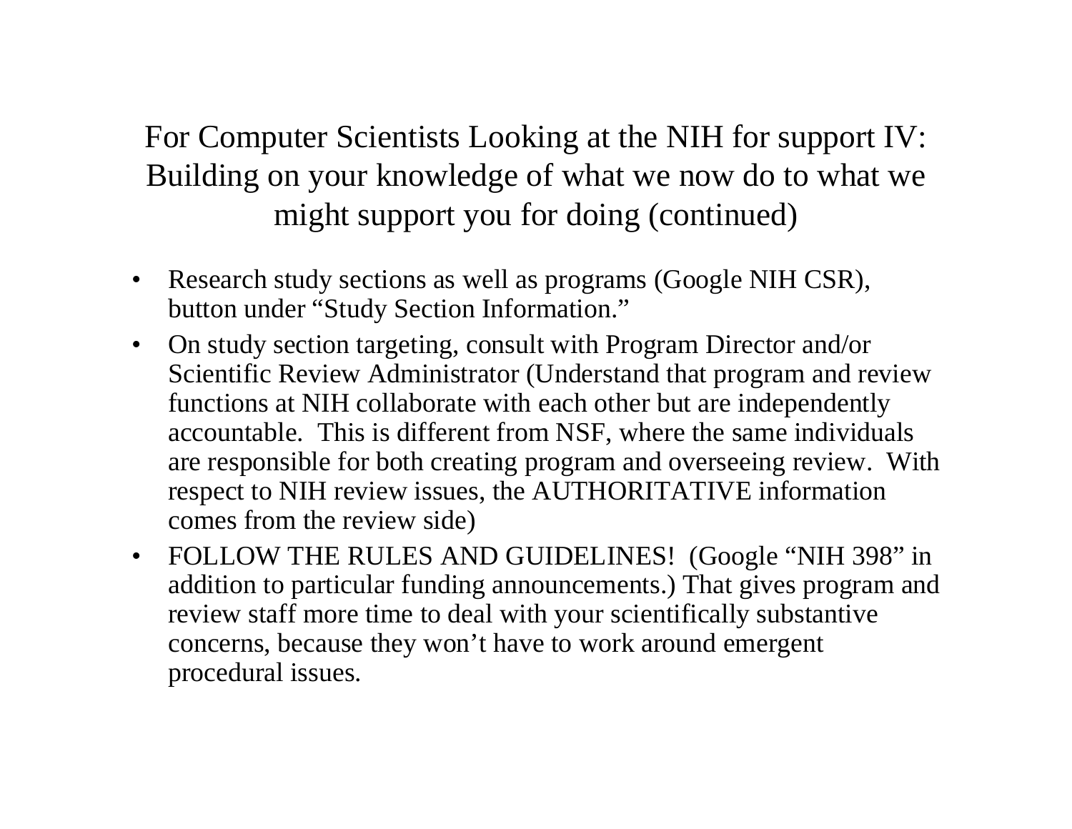# For Computer Scientists Looking at the NIH for support IV: Building on your knowledge of what we now do to what we might support you for doing (continued)

- Research study sections as well as programs (Google NIH CSR), button under "Study Section Information."
- On study section targeting, consult with Program Director and/or Scientific Review Administrator (Understand that program and review functions at NIH collaborate with each other but are independently accountable. This is different from NSF, where the same individuals are responsible for both creating program and overseeing review. With respect to NIH review issues, the AUTHORITATIVE information comes from the review side)
- FOLLOW THE RULES AND GUIDELINES! (Google "NIH 398" in addition to particular funding announcements.) That gives program and review staff more time to deal with your scientifically substantive concerns, because they won't have to work around emergent procedural issues.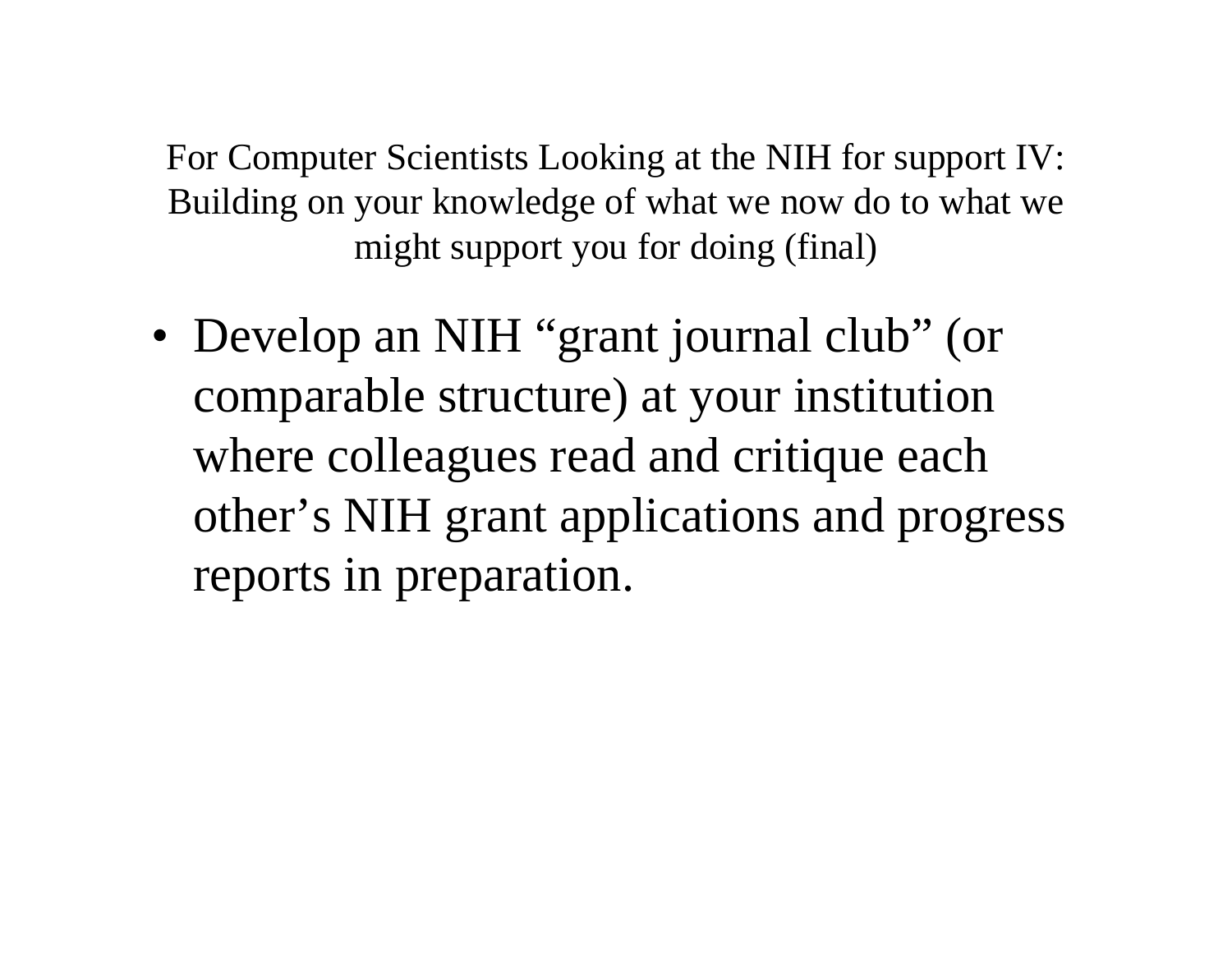## For Computer Scientists Looking at the NIH for support IV: Building on your knowledge of what we now do to what we might support you for doing (final)

- Develop an NIH “grant journal club” (or comparable structure) at your institution where colleagues read and critique each other’s NIH grant applications and progress reports in preparation.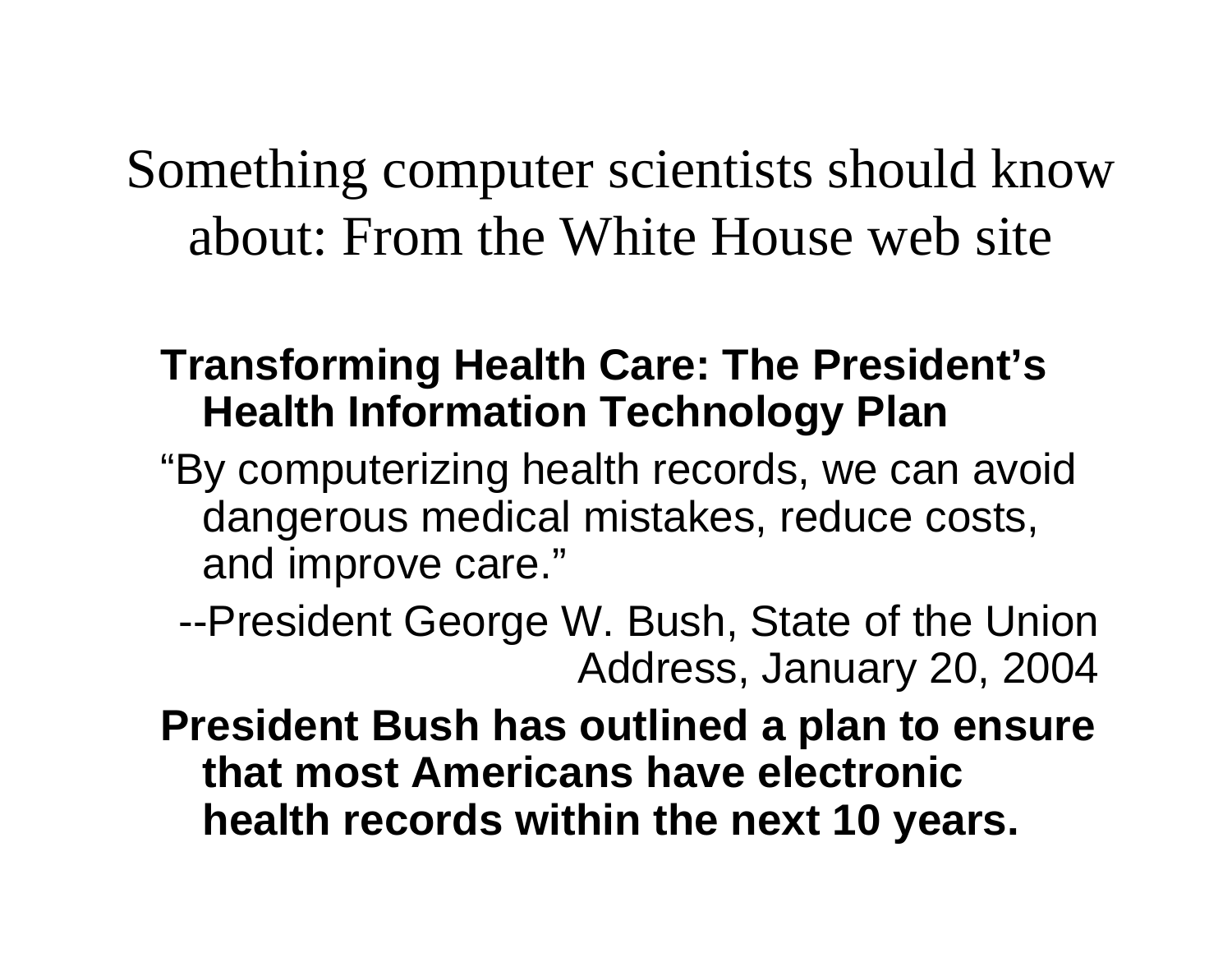# Something computer scientists should know about: From the White House web site

**Transforming Health Care: The President's Health Information Technology Plan**

"By computerizing health records, we can avoid dangerous medical mistakes, reduce costs, and improve care."

--President George W. Bush, State of the Union Address, January 20, 2004

**President Bush has outlined a plan to ensure that most Americans have electronic health records within the next 10 years.**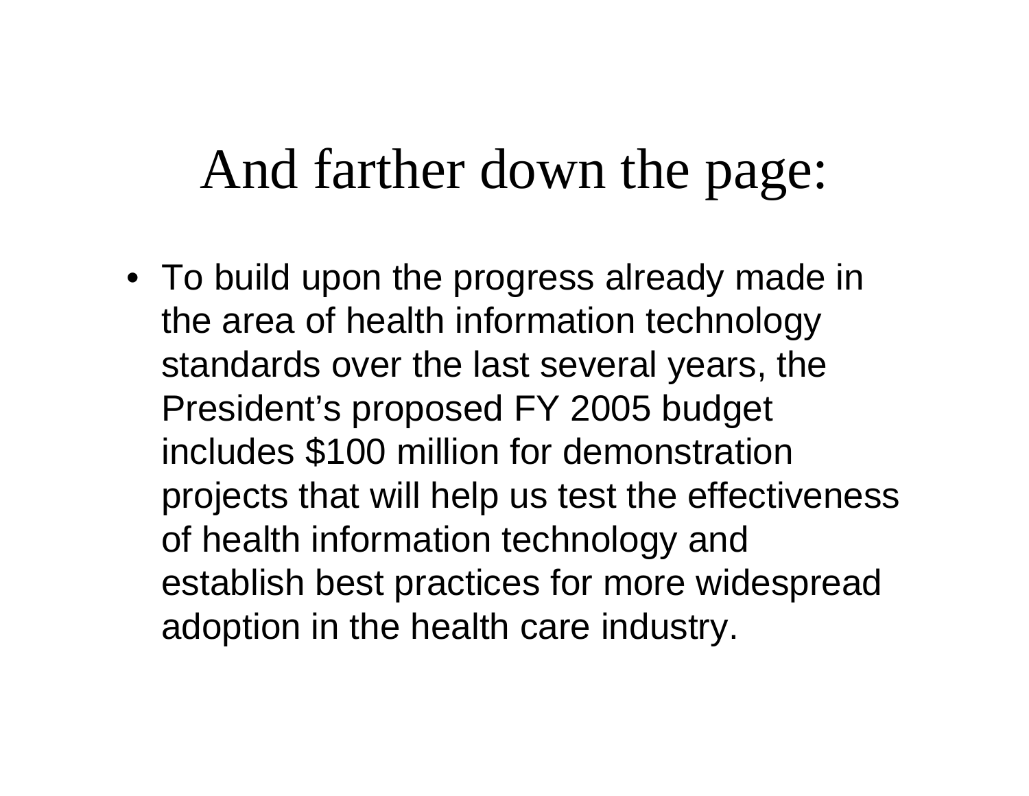# And farther down the page:

- To build upon the progress already made in the area of health information technology standards over the last several years, the President's proposed FY 2005 budget includes $100 million for demonstration projects that will help us test the effectiveness of health information technology and establish best practices for more widespread adoption in the health care industry.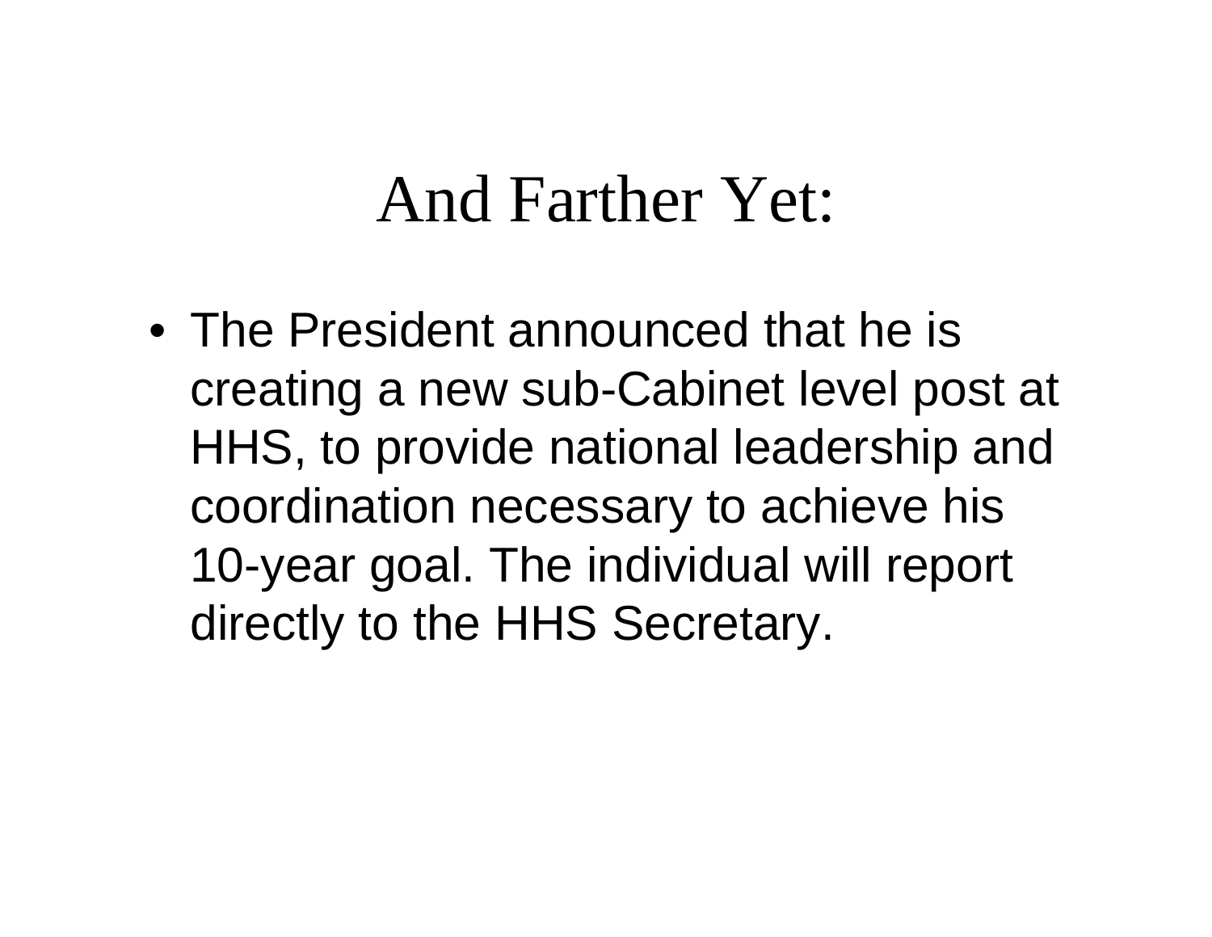# And Farther Yet:

- The President announced that he is creating a new sub-Cabinet level post at HHS, to provide national leadership and coordination necessary to achieve his 10-year goal. The individual will report directly to the HHS Secretary.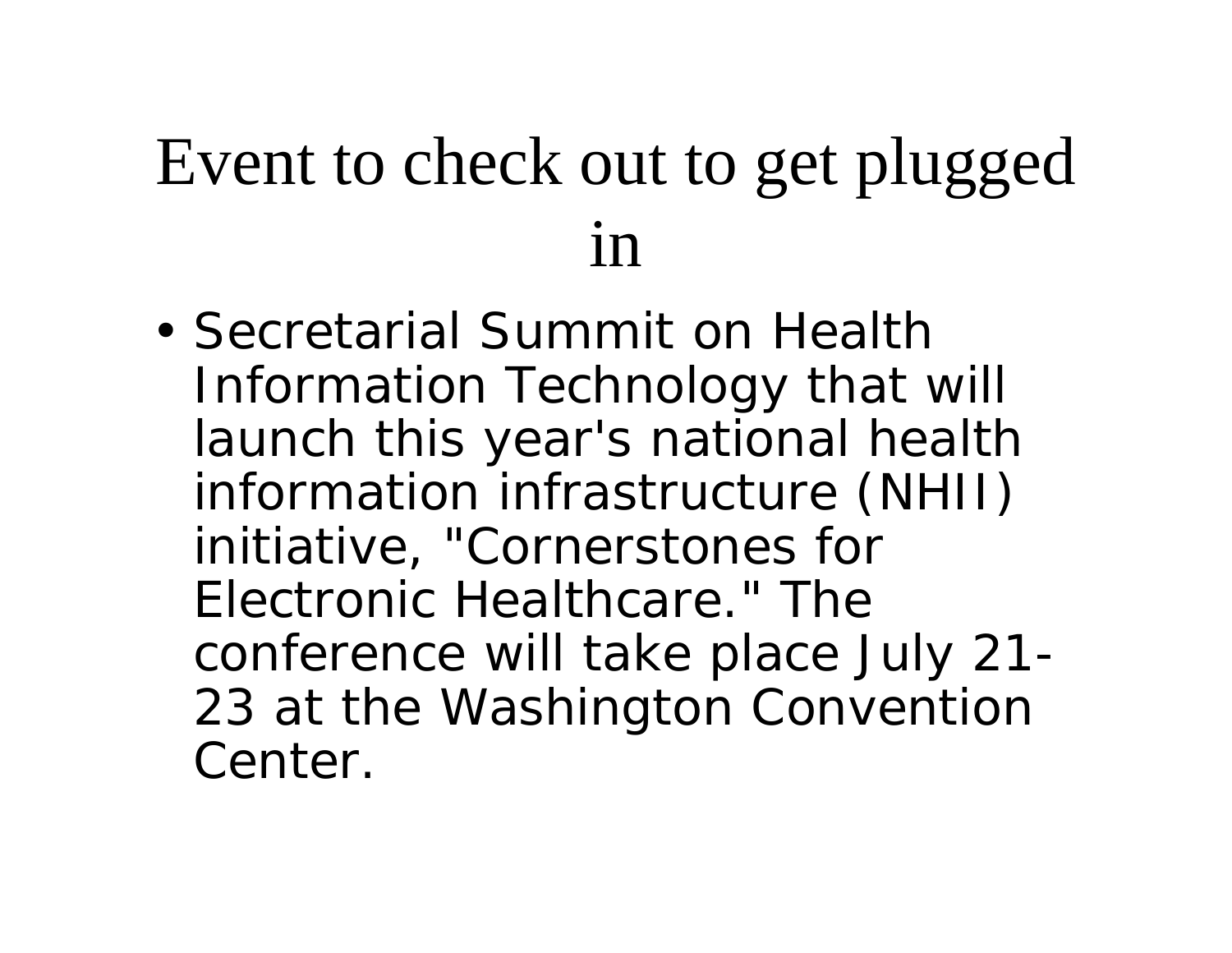# Event to check out to get plugged in

- Secretarial Summit on Health Information Technology that will launch this year's national health information infrastructure (NHII) initiative, "Cornerstones for Electronic Healthcare." The conference will take place July 21-23 at the Washington Convention Center.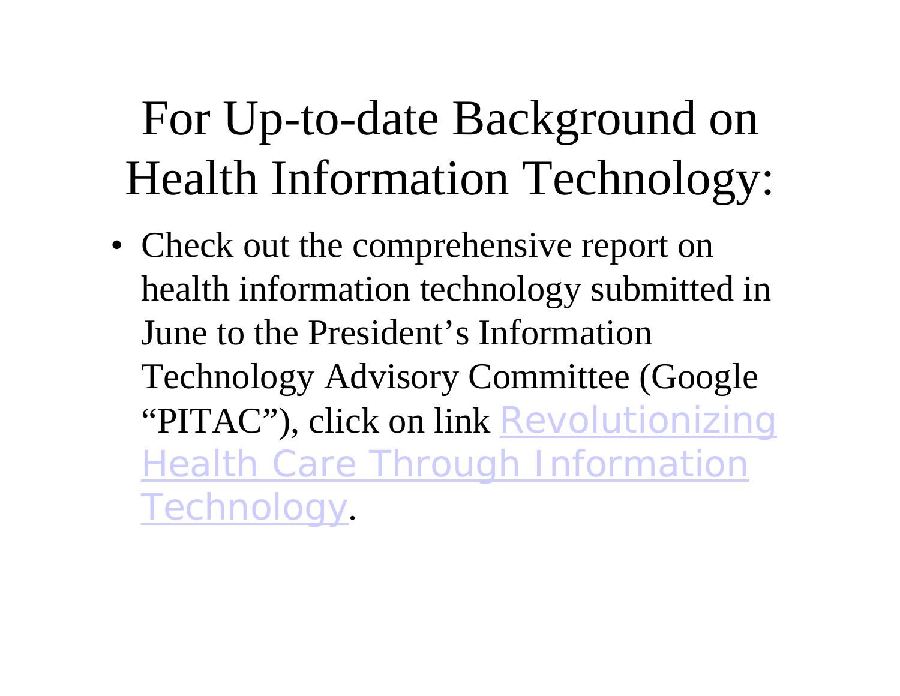# For Up-to-date Background on Health Information Technology:

- Check out the comprehensive report on health information technology submitted in June to the President's Information Technology Advisory Committee (Google "PITAC"), click on link Revolutionizing Health Care Through Information Technology.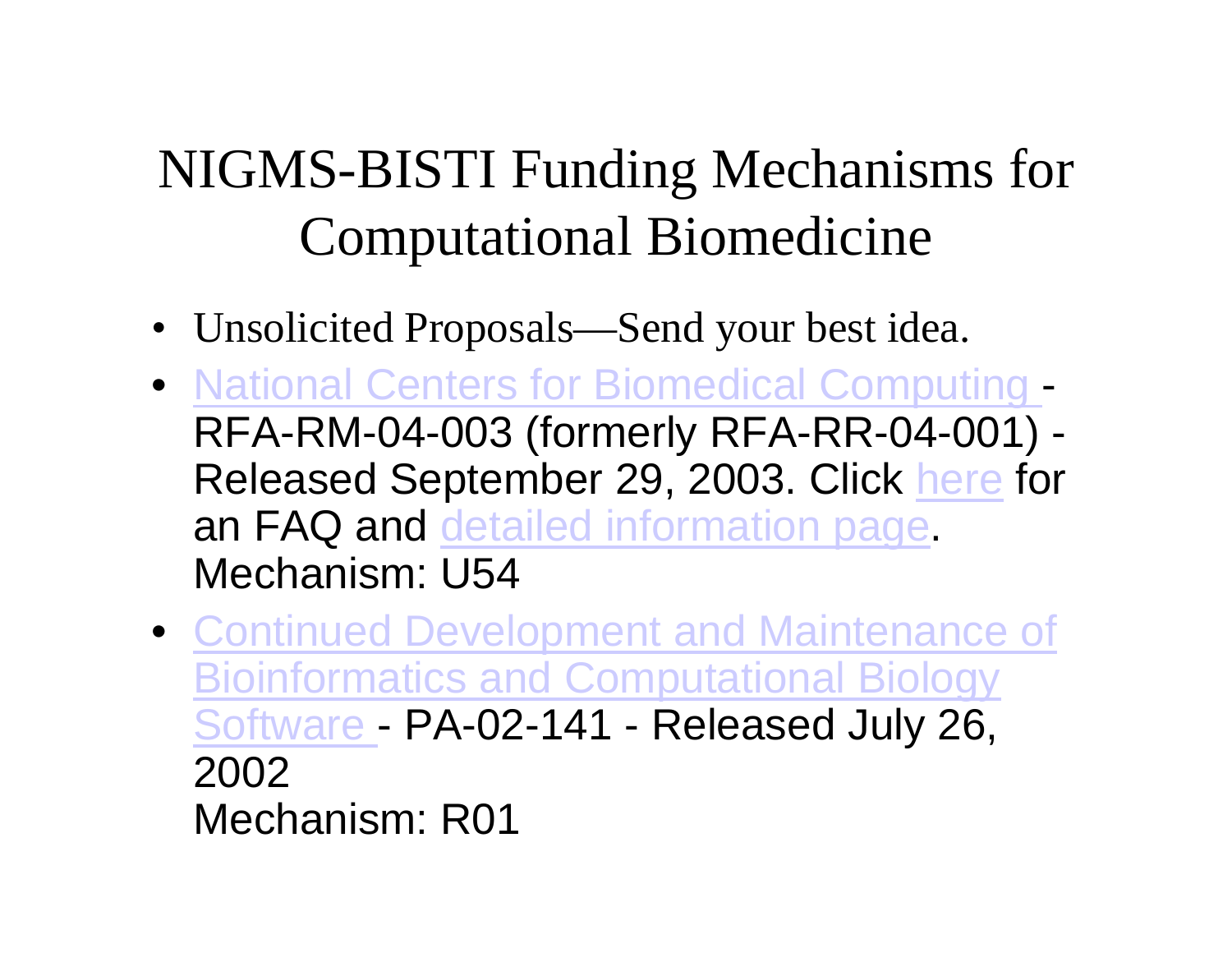# NIGMS-BISTI Funding Mechanisms for Computational Biomedicine

- Unsolicited Proposals—Send your best idea.
- National Centers for Biomedical Computing - RFA-RM-04-003 (formerly RFA-RR-04-001) - Released September 29, 2003. Click here for an FAQ and detailed information page.
  Mechanism: U54
- Continued Development and Maintenance of Bioinformatics and Computational Biology Software - PA-02-141 - Released July 26, 2002
  Mechanism: R01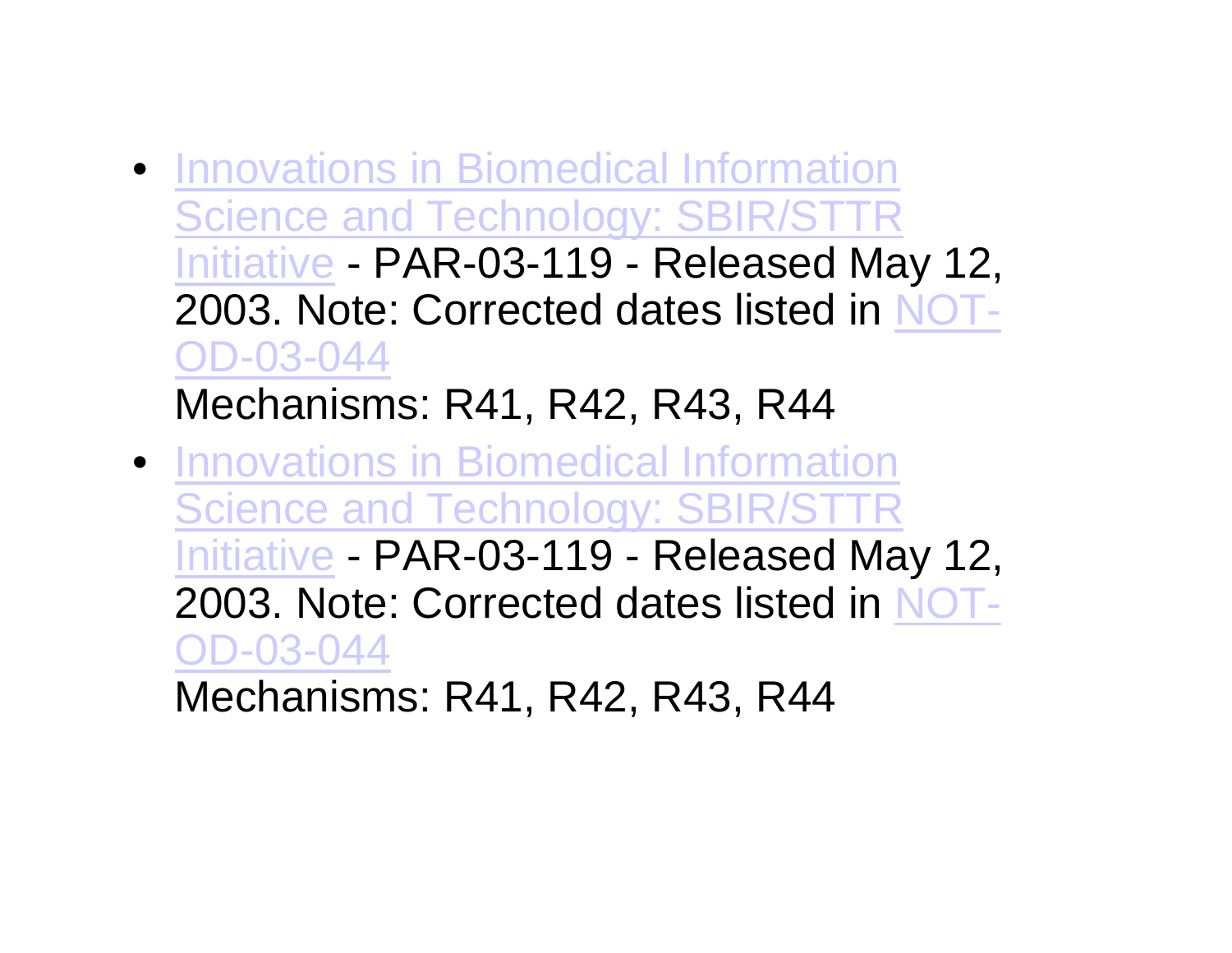- Innovations in Biomedical Information Science and Technology: SBIR/STTR Initiative - PAR-03-119 - Released May 12, 2003. Note: Corrected dates listed in NOT-OD-03-044
  Mechanisms: R41, R42, R43, R44
- Innovations in Biomedical Information Science and Technology: SBIR/STTR Initiative - PAR-03-119 - Released May 12, 2003. Note: Corrected dates listed in NOT-OD-03-044
  Mechanisms: R41, R42, R43, R44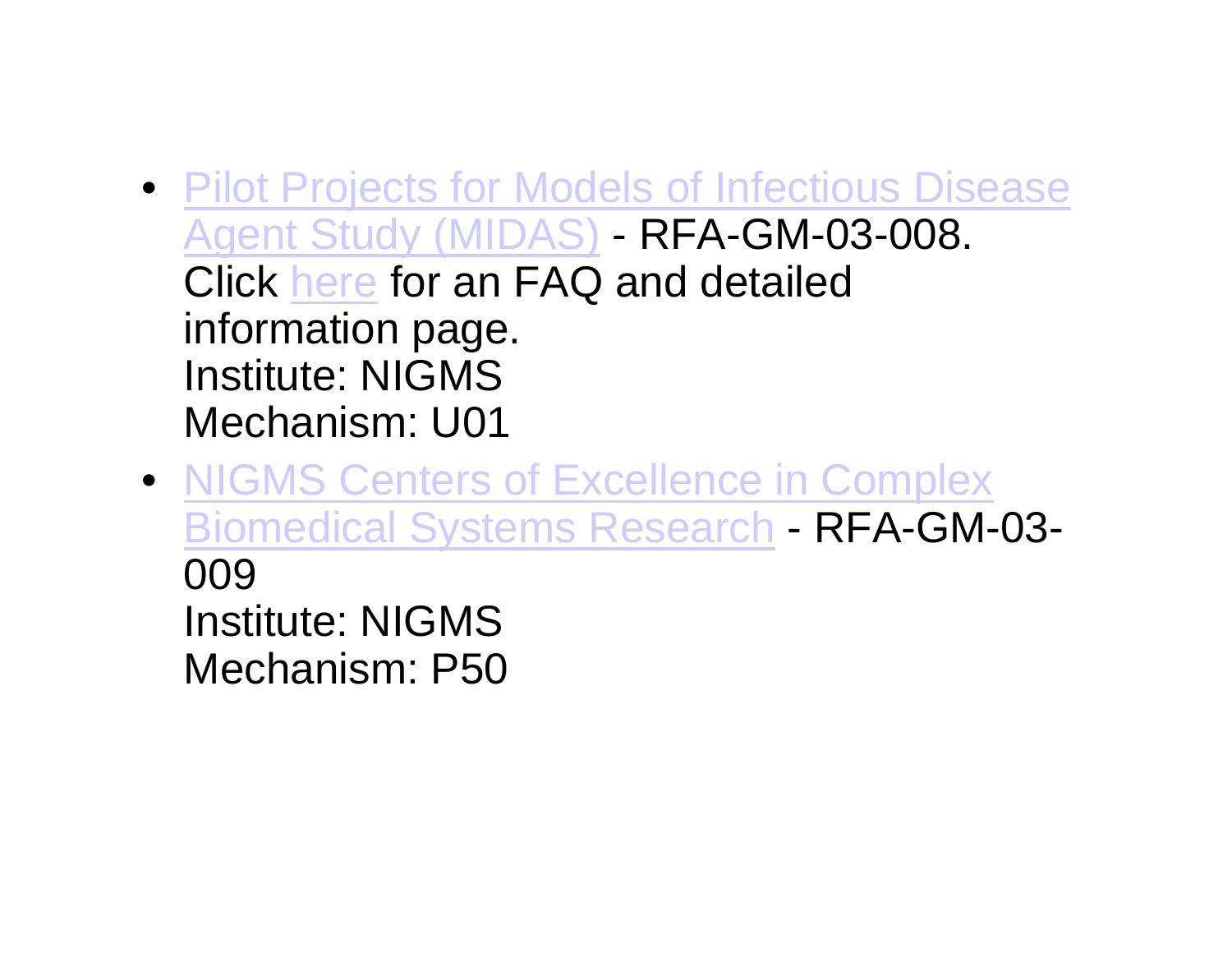- Pilot Projects for Models of Infectious Disease Agent Study (MIDAS) - RFA-GM-03-008. Click here for an FAQ and detailed information page.
  Institute: NIGMS
  Mechanism: U01
- NIGMS Centers of Excellence in Complex Biomedical Systems Research - RFA-GM-03-009
  Institute: NIGMS
  Mechanism: P50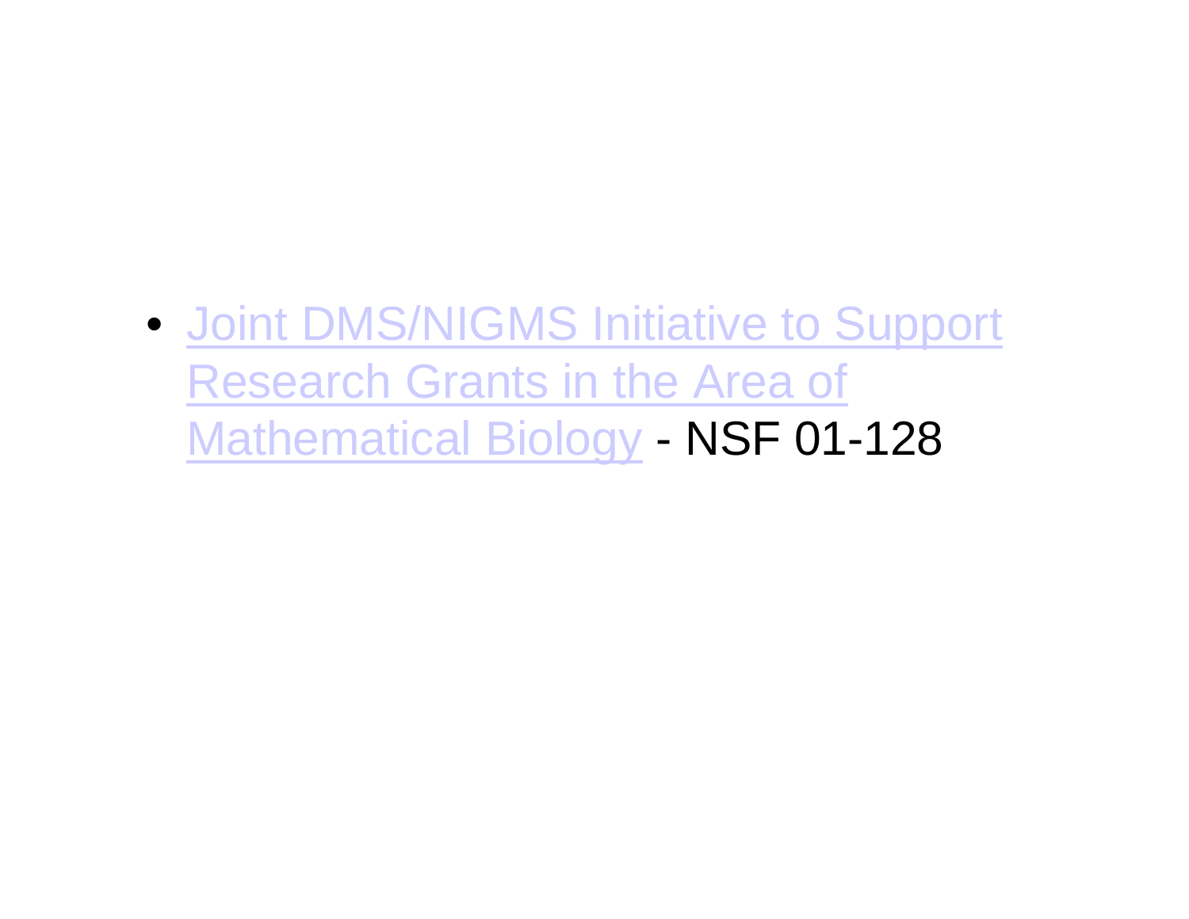- Joint DMS/NIGMS Initiative to Support Research Grants in the Area of Mathematical Biology - NSF 01-128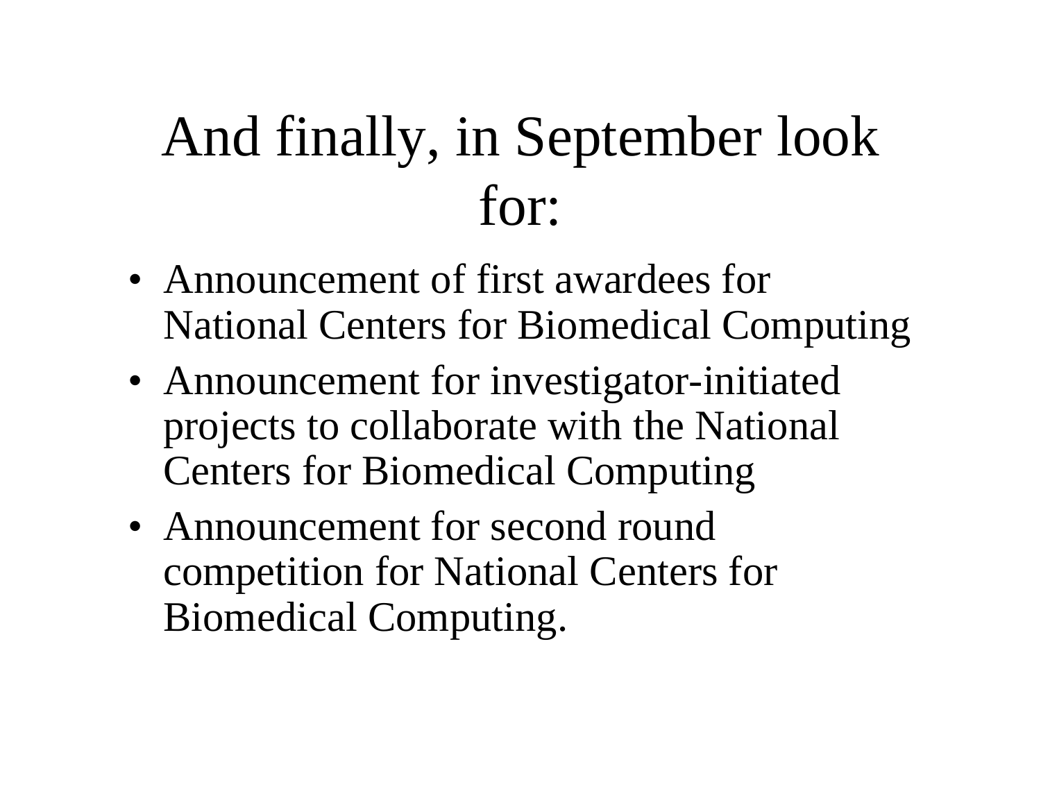# And finally, in September look for:

- Announcement of first awardees for National Centers for Biomedical Computing
- Announcement for investigator-initiated projects to collaborate with the National Centers for Biomedical Computing
- Announcement for second round competition for National Centers for Biomedical Computing.